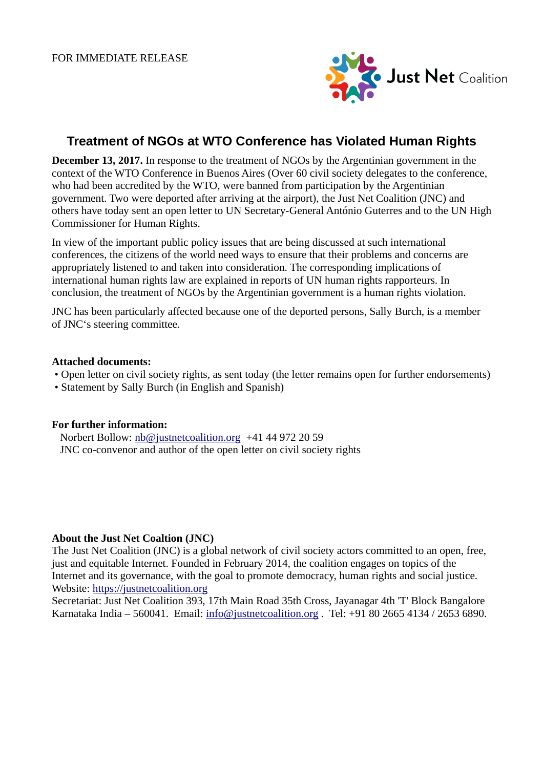FOR IMMEDIATE RELEASE

Just Net Coalition

# Treatment of NGOs at WTO Conference has Violated Human Rights

**December 13, 2017.** In response to the treatment of NGOs by the Argentinian government in the context of the WTO Conference in Buenos Aires (Over 60 civil society delegates to the conference, who had been accredited by the WTO, were banned from participation by the Argentinian government. Two were deported after arriving at the airport), the Just Net Coalition (JNC) and others have today sent an open letter to UN Secretary-General António Guterres and to the UN High Commissioner for Human Rights.

In view of the important public policy issues that are being discussed at such international conferences, the citizens of the world need ways to ensure that their problems and concerns are appropriately listened to and taken into consideration. The corresponding implications of international human rights law are explained in reports of UN human rights rapporteurs. In conclusion, the treatment of NGOs by the Argentinian government is a human rights violation.

JNC has been particularly affected because one of the deported persons, Sally Burch, is a member of JNC's steering committee.

**Attached documents:**

- Open letter on civil society rights, as sent today (the letter remains open for further endorsements)
- Statement by Sally Burch (in English and Spanish)

**For further information:**

Norbert Bollow: nb@justnetcoalition.org +41 44 972 20 59
JNC co-convenor and author of the open letter on civil society rights

**About the Just Net Coaltion (JNC)**

The Just Net Coalition (JNC) is a global network of civil society actors committed to an open, free, just and equitable Internet. Founded in February 2014, the coalition engages on topics of the Internet and its governance, with the goal to promote democracy, human rights and social justice.
Website: https://justnetcoalition.org
Secretariat: Just Net Coalition 393, 17th Main Road 35th Cross, Jayanagar 4th 'T' Block Bangalore Karnataka India – 560041. Email: info@justnetcoalition.org . Tel: +91 80 2665 4134 / 2653 6890.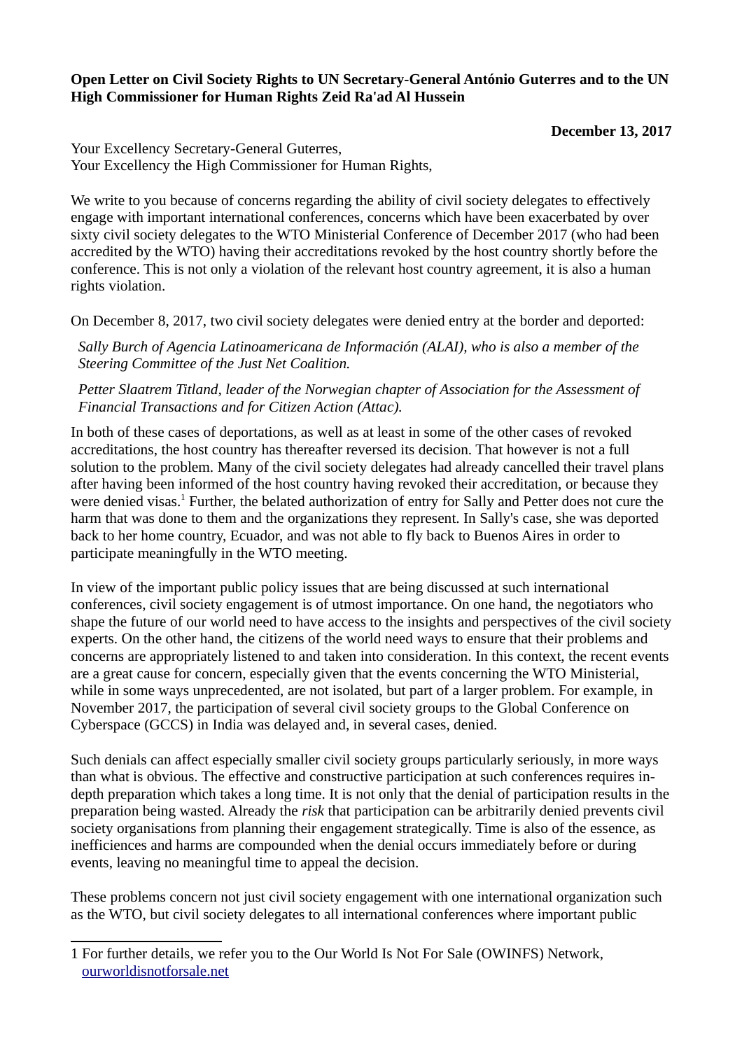**Open Letter on Civil Society Rights to UN Secretary-General António Guterres and to the UN High Commissioner for Human Rights Zeid Ra'ad Al Hussein**

**December 13, 2017**

Your Excellency Secretary-General Guterres,
Your Excellency the High Commissioner for Human Rights,

We write to you because of concerns regarding the ability of civil society delegates to effectively engage with important international conferences, concerns which have been exacerbated by over sixty civil society delegates to the WTO Ministerial Conference of December 2017 (who had been accredited by the WTO) having their accreditations revoked by the host country shortly before the conference. This is not only a violation of the relevant host country agreement, it is also a human rights violation.

On December 8, 2017, two civil society delegates were denied entry at the border and deported:

> *Sally Burch of Agencia Latinoamericana de Información (ALAI), who is also a member of the Steering Committee of the Just Net Coalition.*
>
> *Petter Slaatrem Titland, leader of the Norwegian chapter of Association for the Assessment of Financial Transactions and for Citizen Action (Attac).*

In both of these cases of deportations, as well as at least in some of the other cases of revoked accreditations, the host country has thereafter reversed its decision. That however is not a full solution to the problem. Many of the civil society delegates had already cancelled their travel plans after having been informed of the host country having revoked their accreditation, or because they were denied visas.[1] Further, the belated authorization of entry for Sally and Petter does not cure the harm that was done to them and the organizations they represent. In Sally's case, she was deported back to her home country, Ecuador, and was not able to fly back to Buenos Aires in order to participate meaningfully in the WTO meeting.

In view of the important public policy issues that are being discussed at such international conferences, civil society engagement is of utmost importance. On one hand, the negotiators who shape the future of our world need to have access to the insights and perspectives of the civil society experts. On the other hand, the citizens of the world need ways to ensure that their problems and concerns are appropriately listened to and taken into consideration. In this context, the recent events are a great cause for concern, especially given that the events concerning the WTO Ministerial, while in some ways unprecedented, are not isolated, but part of a larger problem. For example, in November 2017, the participation of several civil society groups to the Global Conference on Cyberspace (GCCS) in India was delayed and, in several cases, denied.

Such denials can affect especially smaller civil society groups particularly seriously, in more ways than what is obvious. The effective and constructive participation at such conferences requires in-depth preparation which takes a long time. It is not only that the denial of participation results in the preparation being wasted. Already the *risk* that participation can be arbitrarily denied prevents civil society organisations from planning their engagement strategically. Time is also of the essence, as inefficiencies and harms are compounded when the denial occurs immediately before or during events, leaving no meaningful time to appeal the decision.

These problems concern not just civil society engagement with one international organization such as the WTO, but civil society delegates to all international conferences where important public

---

[1] For further details, we refer you to the Our World Is Not For Sale (OWINFS) Network, [ourworldisnotforsale.net](ourworldisnotforsale.net)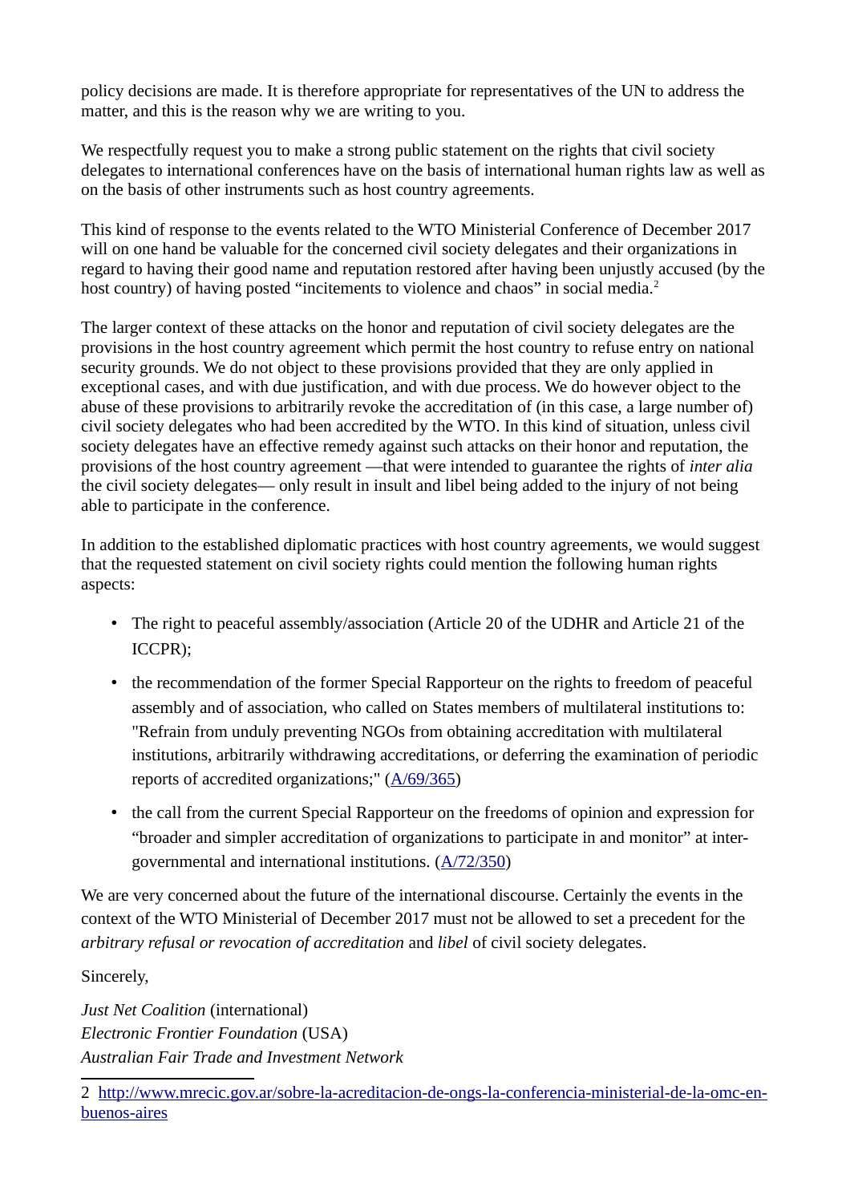policy decisions are made. It is therefore appropriate for representatives of the UN to address the matter, and this is the reason why we are writing to you.

We respectfully request you to make a strong public statement on the rights that civil society delegates to international conferences have on the basis of international human rights law as well as on the basis of other instruments such as host country agreements.

This kind of response to the events related to the WTO Ministerial Conference of December 2017 will on one hand be valuable for the concerned civil society delegates and their organizations in regard to having their good name and reputation restored after having been unjustly accused (by the host country) of having posted "incitements to violence and chaos" in social media.[2]

The larger context of these attacks on the honor and reputation of civil society delegates are the provisions in the host country agreement which permit the host country to refuse entry on national security grounds. We do not object to these provisions provided that they are only applied in exceptional cases, and with due justification, and with due process. We do however object to the abuse of these provisions to arbitrarily revoke the accreditation of (in this case, a large number of) civil society delegates who had been accredited by the WTO. In this kind of situation, unless civil society delegates have an effective remedy against such attacks on their honor and reputation, the provisions of the host country agreement —that were intended to guarantee the rights of *inter alia* the civil society delegates— only result in insult and libel being added to the injury of not being able to participate in the conference.

In addition to the established diplomatic practices with host country agreements, we would suggest that the requested statement on civil society rights could mention the following human rights aspects:

- The right to peaceful assembly/association (Article 20 of the UDHR and Article 21 of the ICCPR);
- the recommendation of the former Special Rapporteur on the rights to freedom of peaceful assembly and of association, who called on States members of multilateral institutions to: "Refrain from unduly preventing NGOs from obtaining accreditation with multilateral institutions, arbitrarily withdrawing accreditations, or deferring the examination of periodic reports of accredited organizations;" (A/69/365)
- the call from the current Special Rapporteur on the freedoms of opinion and expression for "broader and simpler accreditation of organizations to participate in and monitor" at inter-governmental and international institutions. (A/72/350)

We are very concerned about the future of the international discourse. Certainly the events in the context of the WTO Ministerial of December 2017 must not be allowed to set a precedent for the *arbitrary refusal or revocation of accreditation* and *libel* of civil society delegates.

Sincerely,

*Just Net Coalition* (international)
*Electronic Frontier Foundation* (USA)
*Australian Fair Trade and Investment Network*

2 http://www.mrecic.gov.ar/sobre-la-acreditacion-de-ongs-la-conferencia-ministerial-de-la-omc-en-buenos-aires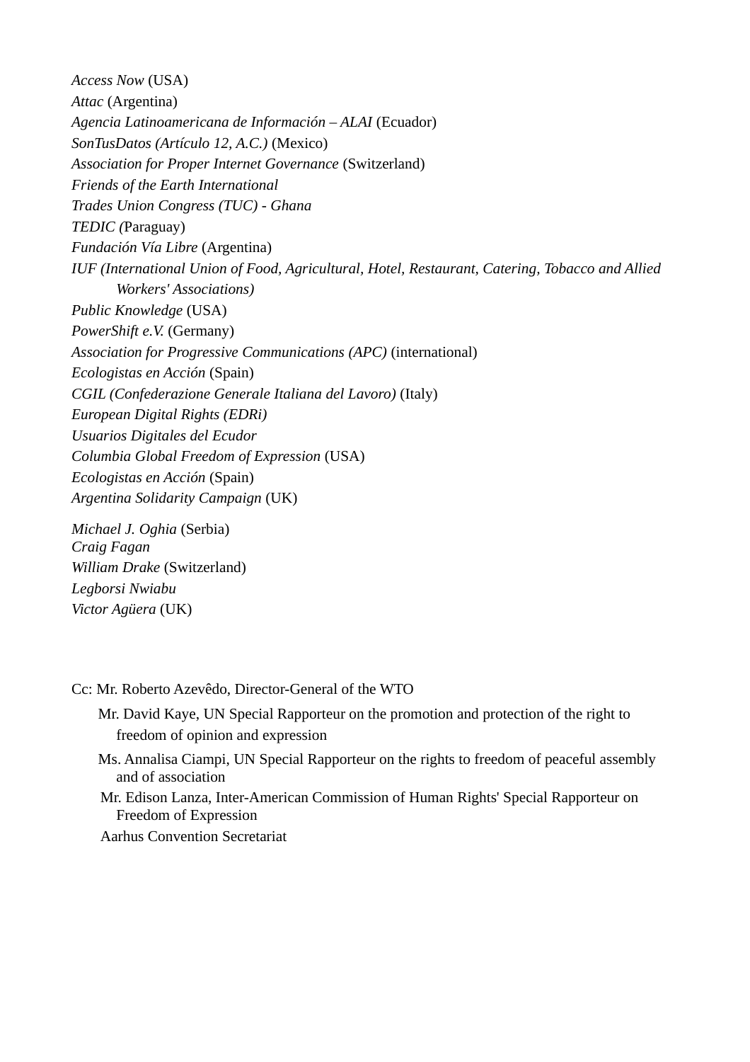*Access Now* (USA)
*Attac* (Argentina)
*Agencia Latinoamericana de Información – ALAI* (Ecuador)
*SonTusDatos (Artículo 12, A.C.)* (Mexico)
*Association for Proper Internet Governance* (Switzerland)
*Friends of the Earth International*
*Trades Union Congress (TUC) - Ghana*
*TEDIC (*Paraguay)
*Fundación Vía Libre* (Argentina)
*IUF (International Union of Food, Agricultural, Hotel, Restaurant, Catering, Tobacco and Allied Workers' Associations)*
*Public Knowledge* (USA)
*PowerShift e.V.* (Germany)
*Association for Progressive Communications (APC)* (international)
*Ecologistas en Acción* (Spain)
*CGIL (Confederazione Generale Italiana del Lavoro)* (Italy)
*European Digital Rights (EDRi)*
*Usuarios Digitales del Ecudor*
*Columbia Global Freedom of Expression* (USA)
*Ecologistas en Acción* (Spain)
*Argentina Solidarity Campaign* (UK)

*Michael J. Oghia* (Serbia)
*Craig Fagan*
*William Drake* (Switzerland)
*Legborsi Nwiabu*
*Victor Agüera* (UK)

Cc: Mr. Roberto Azevêdo, Director-General of the WTO

Mr. David Kaye, UN Special Rapporteur on the promotion and protection of the right to freedom of opinion and expression

Ms. Annalisa Ciampi, UN Special Rapporteur on the rights to freedom of peaceful assembly and of association

Mr. Edison Lanza, Inter-American Commission of Human Rights' Special Rapporteur on Freedom of Expression

Aarhus Convention Secretariat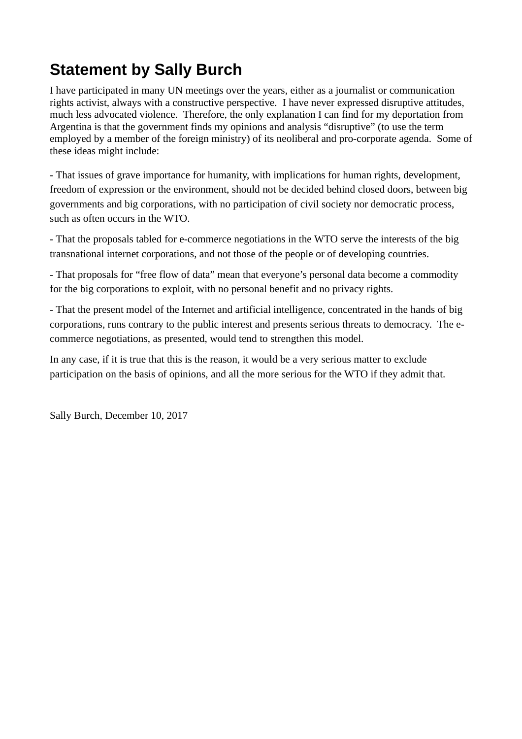## Statement by Sally Burch

I have participated in many UN meetings over the years, either as a journalist or communication rights activist, always with a constructive perspective.  I have never expressed disruptive attitudes, much less advocated violence.  Therefore, the only explanation I can find for my deportation from Argentina is that the government finds my opinions and analysis "disruptive" (to use the term employed by a member of the foreign ministry) of its neoliberal and pro-corporate agenda.  Some of these ideas might include:

- That issues of grave importance for humanity, with implications for human rights, development, freedom of expression or the environment, should not be decided behind closed doors, between big governments and big corporations, with no participation of civil society nor democratic process, such as often occurs in the WTO.

- That the proposals tabled for e-commerce negotiations in the WTO serve the interests of the big transnational internet corporations, and not those of the people or of developing countries.

- That proposals for "free flow of data" mean that everyone's personal data become a commodity for the big corporations to exploit, with no personal benefit and no privacy rights.

- That the present model of the Internet and artificial intelligence, concentrated in the hands of big corporations, runs contrary to the public interest and presents serious threats to democracy.  The e-commerce negotiations, as presented, would tend to strengthen this model.

In any case, if it is true that this is the reason, it would be a very serious matter to exclude participation on the basis of opinions, and all the more serious for the WTO if they admit that.

Sally Burch, December 10, 2017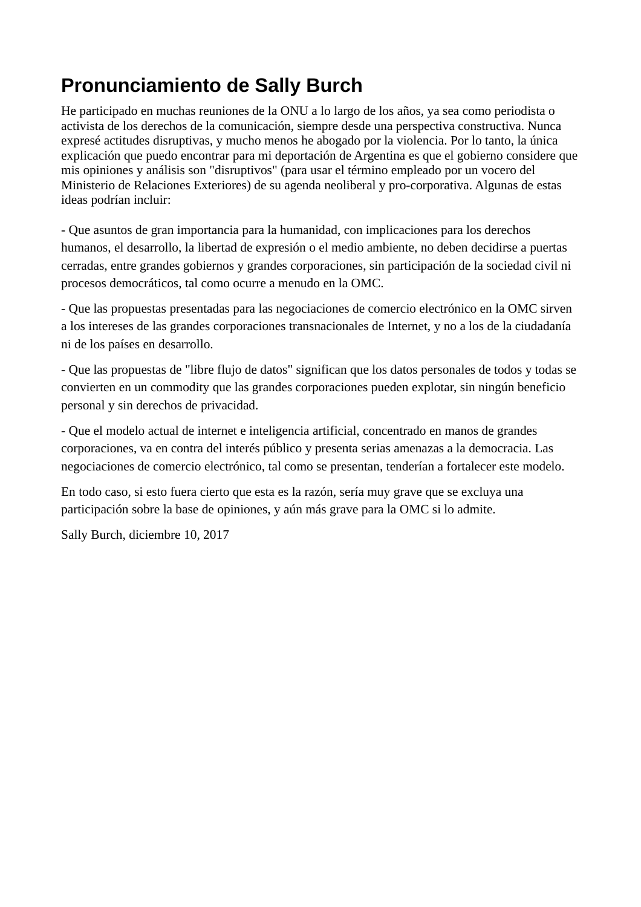# Pronunciamiento de Sally Burch

He participado en muchas reuniones de la ONU a lo largo de los años, ya sea como periodista o activista de los derechos de la comunicación, siempre desde una perspectiva constructiva. Nunca expresé actitudes disruptivas, y mucho menos he abogado por la violencia. Por lo tanto, la única explicación que puedo encontrar para mi deportación de Argentina es que el gobierno considere que mis opiniones y análisis son "disruptivos" (para usar el término empleado por un vocero del Ministerio de Relaciones Exteriores) de su agenda neoliberal y pro-corporativa. Algunas de estas ideas podrían incluir:

- Que asuntos de gran importancia para la humanidad, con implicaciones para los derechos humanos, el desarrollo, la libertad de expresión o el medio ambiente, no deben decidirse a puertas cerradas, entre grandes gobiernos y grandes corporaciones, sin participación de la sociedad civil ni procesos democráticos, tal como ocurre a menudo en la OMC.

- Que las propuestas presentadas para las negociaciones de comercio electrónico en la OMC sirven a los intereses de las grandes corporaciones transnacionales de Internet, y no a los de la ciudadanía ni de los países en desarrollo.

- Que las propuestas de "libre flujo de datos" significan que los datos personales de todos y todas se convierten en un commodity que las grandes corporaciones pueden explotar, sin ningún beneficio personal y sin derechos de privacidad.

- Que el modelo actual de internet e inteligencia artificial, concentrado en manos de grandes corporaciones, va en contra del interés público y presenta serias amenazas a la democracia. Las negociaciones de comercio electrónico, tal como se presentan, tenderían a fortalecer este modelo.

En todo caso, si esto fuera cierto que esta es la razón, sería muy grave que se excluya una participación sobre la base de opiniones, y aún más grave para la OMC si lo admite.

Sally Burch, diciembre 10, 2017